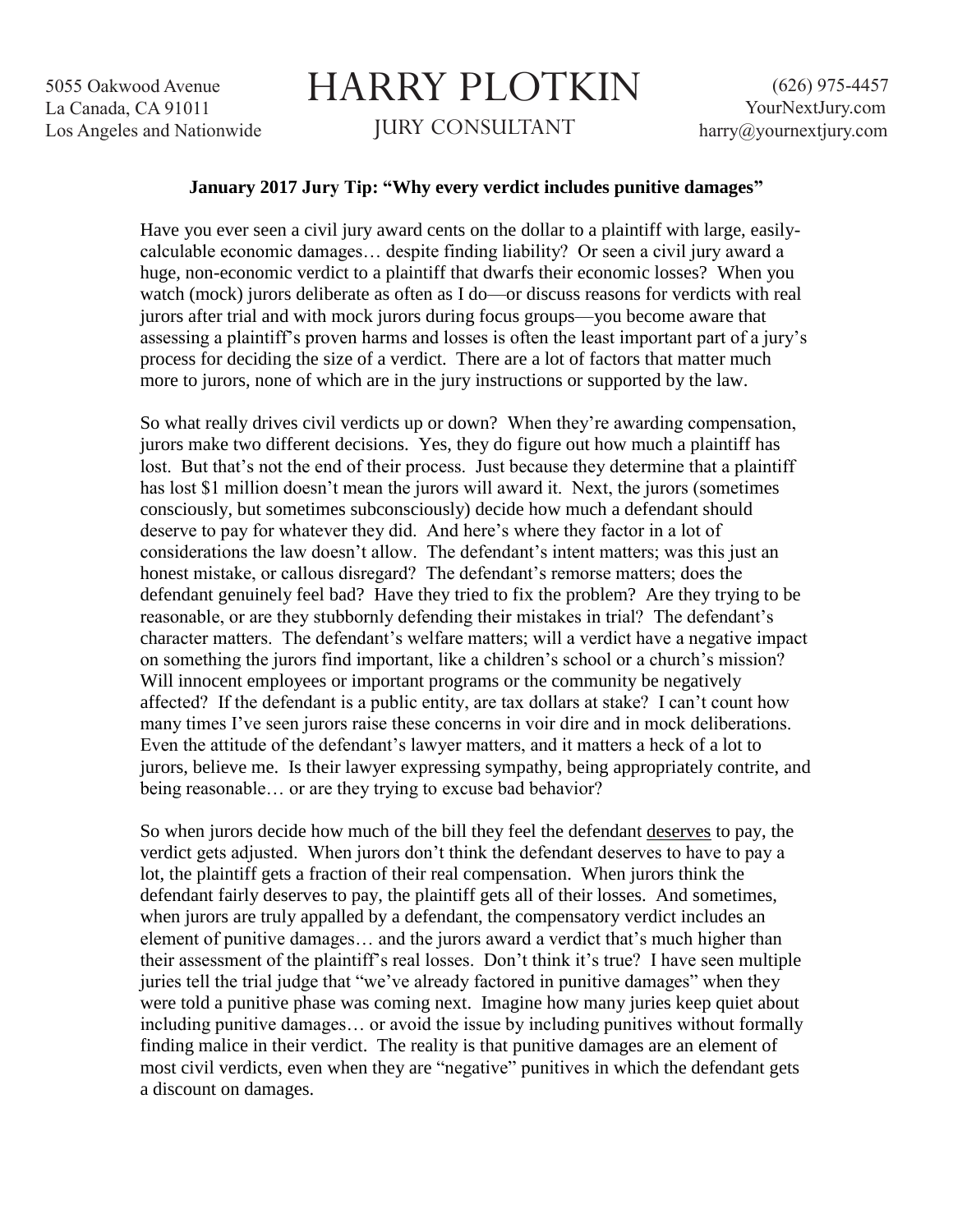5055 Oakwood Avenue
La Canada, CA 91011
Los Angeles and Nationwide

# HARRY PLOTKIN

JURY CONSULTANT

(626) 975-4457
YourNextJury.com
harry@yournextjury.com

**January 2017 Jury Tip: "Why every verdict includes punitive damages"**

Have you ever seen a civil jury award cents on the dollar to a plaintiff with large, easily-calculable economic damages… despite finding liability? Or seen a civil jury award a huge, non-economic verdict to a plaintiff that dwarfs their economic losses? When you watch (mock) jurors deliberate as often as I do—or discuss reasons for verdicts with real jurors after trial and with mock jurors during focus groups—you become aware that assessing a plaintiff's proven harms and losses is often the least important part of a jury's process for deciding the size of a verdict. There are a lot of factors that matter much more to jurors, none of which are in the jury instructions or supported by the law.

So what really drives civil verdicts up or down? When they're awarding compensation, jurors make two different decisions. Yes, they do figure out how much a plaintiff has lost. But that's not the end of their process. Just because they determine that a plaintiff has lost $1 million doesn't mean the jurors will award it. Next, the jurors (sometimes consciously, but sometimes subconsciously) decide how much a defendant should deserve to pay for whatever they did. And here's where they factor in a lot of considerations the law doesn't allow. The defendant's intent matters; was this just an honest mistake, or callous disregard? The defendant's remorse matters; does the defendant genuinely feel bad? Have they tried to fix the problem? Are they trying to be reasonable, or are they stubbornly defending their mistakes in trial? The defendant's character matters. The defendant's welfare matters; will a verdict have a negative impact on something the jurors find important, like a children's school or a church's mission? Will innocent employees or important programs or the community be negatively affected? If the defendant is a public entity, are tax dollars at stake? I can't count how many times I've seen jurors raise these concerns in voir dire and in mock deliberations. Even the attitude of the defendant's lawyer matters, and it matters a heck of a lot to jurors, believe me. Is their lawyer expressing sympathy, being appropriately contrite, and being reasonable… or are they trying to excuse bad behavior?

So when jurors decide how much of the bill they feel the defendant <u>deserves</u> to pay, the verdict gets adjusted. When jurors don't think the defendant deserves to have to pay a lot, the plaintiff gets a fraction of their real compensation. When jurors think the defendant fairly deserves to pay, the plaintiff gets all of their losses. And sometimes, when jurors are truly appalled by a defendant, the compensatory verdict includes an element of punitive damages… and the jurors award a verdict that's much higher than their assessment of the plaintiff's real losses. Don't think it's true? I have seen multiple juries tell the trial judge that "we've already factored in punitive damages" when they were told a punitive phase was coming next. Imagine how many juries keep quiet about including punitive damages… or avoid the issue by including punitives without formally finding malice in their verdict. The reality is that punitive damages are an element of most civil verdicts, even when they are "negative" punitives in which the defendant gets a discount on damages.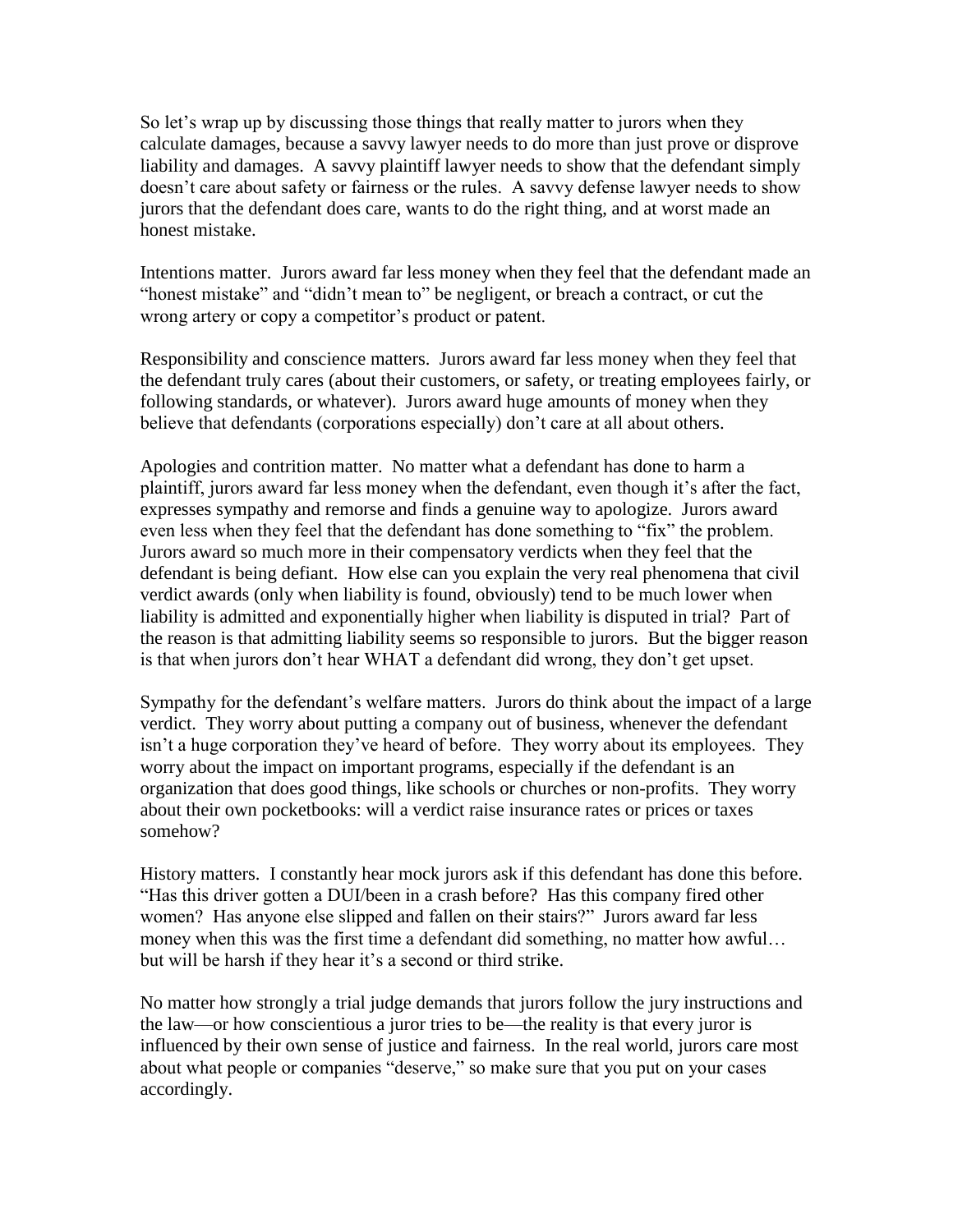So let's wrap up by discussing those things that really matter to jurors when they calculate damages, because a savvy lawyer needs to do more than just prove or disprove liability and damages. A savvy plaintiff lawyer needs to show that the defendant simply doesn't care about safety or fairness or the rules. A savvy defense lawyer needs to show jurors that the defendant does care, wants to do the right thing, and at worst made an honest mistake.

Intentions matter. Jurors award far less money when they feel that the defendant made an "honest mistake" and "didn't mean to" be negligent, or breach a contract, or cut the wrong artery or copy a competitor's product or patent.

Responsibility and conscience matters. Jurors award far less money when they feel that the defendant truly cares (about their customers, or safety, or treating employees fairly, or following standards, or whatever). Jurors award huge amounts of money when they believe that defendants (corporations especially) don't care at all about others.

Apologies and contrition matter. No matter what a defendant has done to harm a plaintiff, jurors award far less money when the defendant, even though it's after the fact, expresses sympathy and remorse and finds a genuine way to apologize. Jurors award even less when they feel that the defendant has done something to "fix" the problem. Jurors award so much more in their compensatory verdicts when they feel that the defendant is being defiant. How else can you explain the very real phenomena that civil verdict awards (only when liability is found, obviously) tend to be much lower when liability is admitted and exponentially higher when liability is disputed in trial? Part of the reason is that admitting liability seems so responsible to jurors. But the bigger reason is that when jurors don't hear WHAT a defendant did wrong, they don't get upset.

Sympathy for the defendant's welfare matters. Jurors do think about the impact of a large verdict. They worry about putting a company out of business, whenever the defendant isn't a huge corporation they've heard of before. They worry about its employees. They worry about the impact on important programs, especially if the defendant is an organization that does good things, like schools or churches or non-profits. They worry about their own pocketbooks: will a verdict raise insurance rates or prices or taxes somehow?

History matters. I constantly hear mock jurors ask if this defendant has done this before. "Has this driver gotten a DUI/been in a crash before? Has this company fired other women? Has anyone else slipped and fallen on their stairs?" Jurors award far less money when this was the first time a defendant did something, no matter how awful… but will be harsh if they hear it's a second or third strike.

No matter how strongly a trial judge demands that jurors follow the jury instructions and the law—or how conscientious a juror tries to be—the reality is that every juror is influenced by their own sense of justice and fairness. In the real world, jurors care most about what people or companies "deserve," so make sure that you put on your cases accordingly.